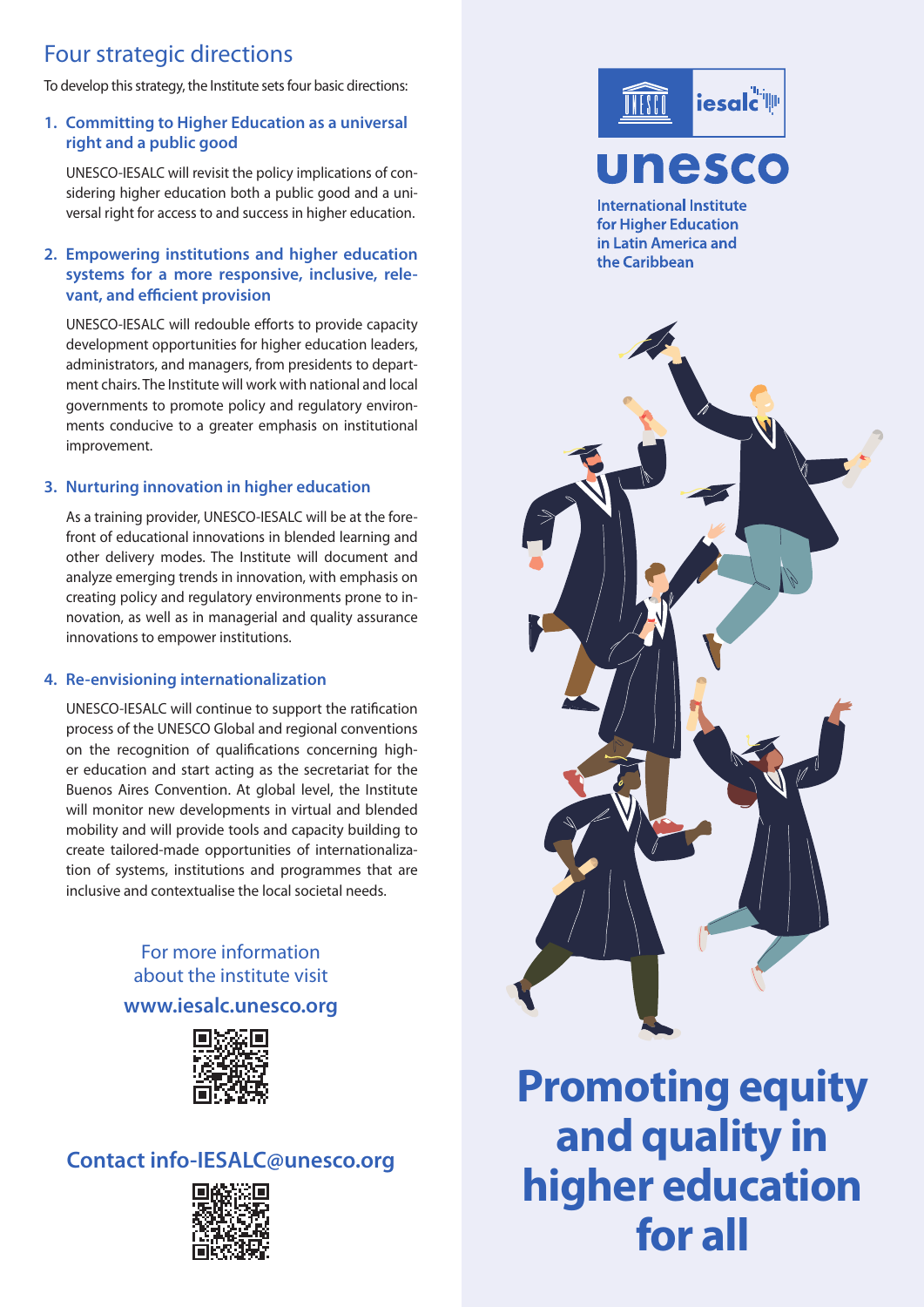## Four strategic directions

To develop this strategy, the Institute sets four basic directions:

### 1. Committing to Higher Education as a universal right and a public good

UNESCO-IESALC will revisit the policy implications of considering higher education both a public good and a universal right for access to and success in higher education.

### 2. Empowering institutions and higher education systems for a more responsive, inclusive, relevant, and efficient provision

UNESCO-IESALC will redouble efforts to provide capacity development opportunities for higher education leaders, administrators, and managers, from presidents to department chairs. The Institute will work with national and local governments to promote policy and regulatory environments conducive to a greater emphasis on institutional improvement.

### 3. Nurturing innovation in higher education

As a training provider, UNESCO-IESALC will be at the forefront of educational innovations in blended learning and other delivery modes. The Institute will document and analyze emerging trends in innovation, with emphasis on creating policy and regulatory environments prone to innovation, as well as in managerial and quality assurance innovations to empower institutions.

### 4. Re-envisioning internationalization

UNESCO-IESALC will continue to support the ratification process of the UNESCO Global and regional conventions on the recognition of qualifications concerning higher education and start acting as the secretariat for the Buenos Aires Convention. At global level, the Institute will monitor new developments in virtual and blended mobility and will provide tools and capacity building to create tailored-made opportunities of internationalization of systems, institutions and programmes that are inclusive and contextualise the local societal needs.

For more information about the institute visit

**www.iesalc.unesco.org**

**Contact info-IESALC@unesco.org**

UNESCO iesalc

**unesco**

International Institute for Higher Education in Latin America and the Caribbean

# Promoting equity and quality in higher education for all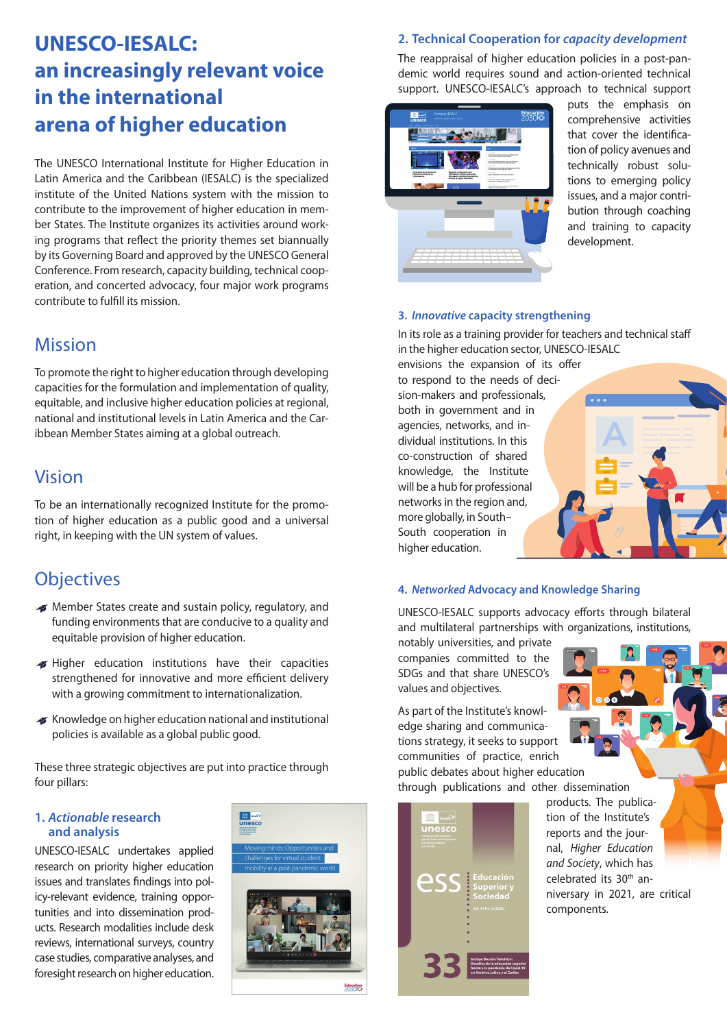# UNESCO-IESALC: an increasingly relevant voice in the international arena of higher education

The UNESCO International Institute for Higher Education in Latin America and the Caribbean (IESALC) is the specialized institute of the United Nations system with the mission to contribute to the improvement of higher education in member States. The Institute organizes its activities around working programs that reflect the priority themes set biannually by its Governing Board and approved by the UNESCO General Conference. From research, capacity building, technical cooperation, and concerted advocacy, four major work programs contribute to fulfill its mission.

## Mission

To promote the right to higher education through developing capacities for the formulation and implementation of quality, equitable, and inclusive higher education policies at regional, national and institutional levels in Latin America and the Caribbean Member States aiming at a global outreach.

## Vision

To be an internationally recognized Institute for the promotion of higher education as a public good and a universal right, in keeping with the UN system of values.

## Objectives

- Member States create and sustain policy, regulatory, and funding environments that are conducive to a quality and equitable provision of higher education.
- Higher education institutions have their capacities strengthened for innovative and more efficient delivery with a growing commitment to internationalization.
- Knowledge on higher education national and institutional policies is available as a global public good.

These three strategic objectives are put into practice through four pillars:

### 1. *Actionable* research and analysis

UNESCO-IESALC undertakes applied research on priority higher education issues and translates findings into policy-relevant evidence, training opportunities and into dissemination products. Research modalities include desk reviews, international surveys, country case studies, comparative analyses, and foresight research on higher education.

### 2. Technical Cooperation for *capacity development*

The reappraisal of higher education policies in a post-pandemic world requires sound and action-oriented technical support. UNESCO-IESALC's approach to technical support puts the emphasis on comprehensive activities that cover the identification of policy avenues and technically robust solutions to emerging policy issues, and a major contribution through coaching and training to capacity development.

### 3. *Innovative* capacity strengthening

In its role as a training provider for teachers and technical staff in the higher education sector, UNESCO-IESALC envisions the expansion of its offer to respond to the needs of decision-makers and professionals, both in government and in agencies, networks, and individual institutions. In this co-construction of shared knowledge, the Institute will be a hub for professional networks in the region and, more globally, in South–South cooperation in higher education.

### 4. *Networked* Advocacy and Knowledge Sharing

UNESCO-IESALC supports advocacy efforts through bilateral and multilateral partnerships with organizations, institutions, notably universities, and private companies committed to the SDGs and that share UNESCO's values and objectives.

As part of the Institute's knowledge sharing and communications strategy, it seeks to support communities of practice, enrich public debates about higher education through publications and other dissemination products. The publication of the Institute's reports and the journal, *Higher Education and Society*, which has celebrated its 30th anniversary in 2021, are critical components.